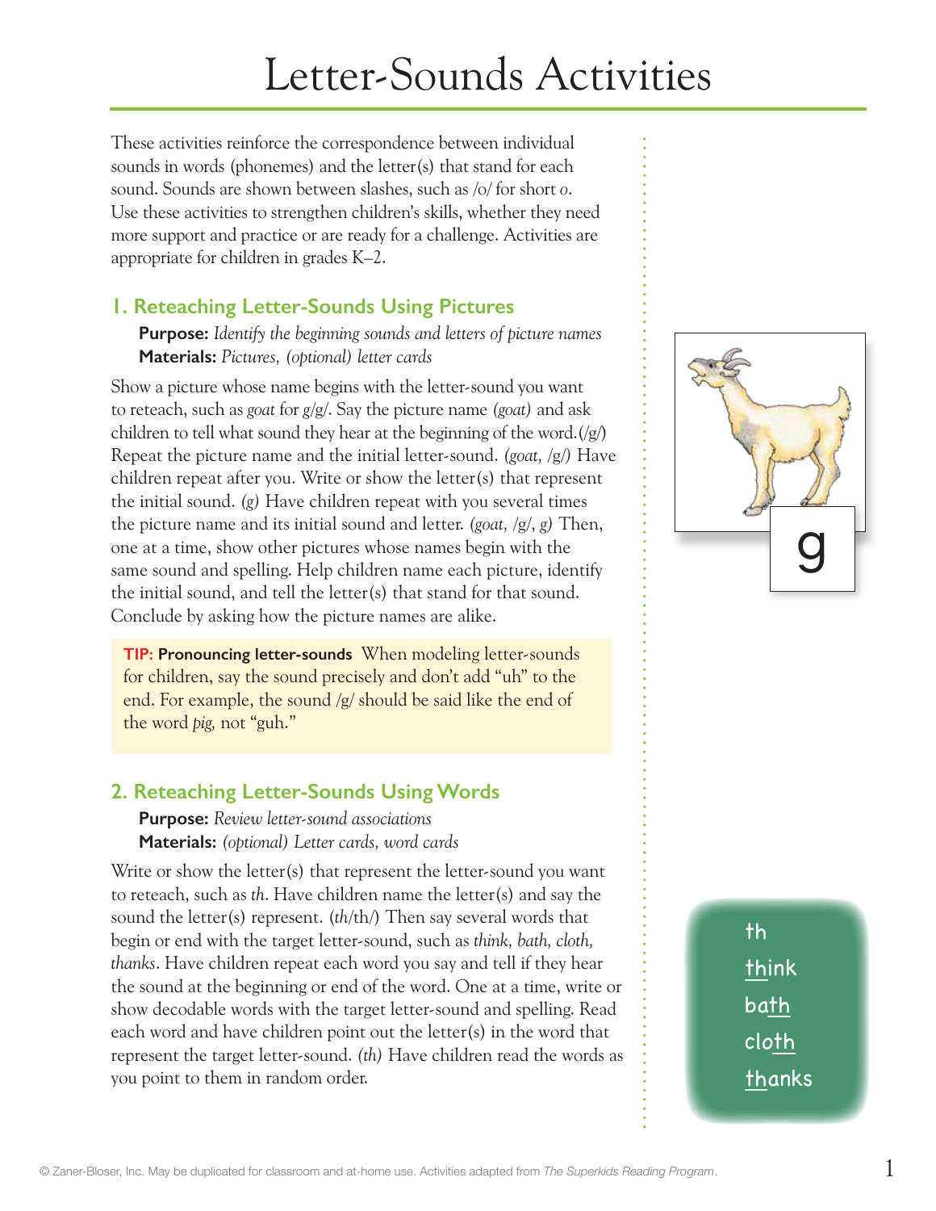# Letter-Sounds Activities

These activities reinforce the correspondence between individual sounds in words (phonemes) and the letter(s) that stand for each sound. Sounds are shown between slashes, such as /o/ for short *o*. Use these activities to strengthen children's skills, whether they need more support and practice or are ready for a challenge. Activities are appropriate for children in grades K–2.

## 1. Reteaching Letter-Sounds Using Pictures

**Purpose:** *Identify the beginning sounds and letters of picture names*
**Materials:** *Pictures, (optional) letter cards*

Show a picture whose name begins with the letter-sound you want to reteach, such as *goat* for *g*/g/. Say the picture name *(goat)* and ask children to tell what sound they hear at the beginning of the word.(/g/) Repeat the picture name and the initial letter-sound. *(goat,* /g/*)* Have children repeat after you. Write or show the letter(s) that represent the initial sound. *(g)* Have children repeat with you several times the picture name and its initial sound and letter. *(goat,* /g/, *g)* Then, one at a time, show other pictures whose names begin with the same sound and spelling. Help children name each picture, identify the initial sound, and tell the letter(s) that stand for that sound. Conclude by asking how the picture names are alike.

g

> **TIP: Pronouncing letter-sounds** When modeling letter-sounds for children, say the sound precisely and don't add "uh" to the end. For example, the sound /g/ should be said like the end of the word *pig,* not "guh."

## 2. Reteaching Letter-Sounds Using Words

**Purpose:** *Review letter-sound associations*
**Materials:** *(optional) Letter cards, word cards*

Write or show the letter(s) that represent the letter-sound you want to reteach, such as *th*. Have children name the letter(s) and say the sound the letter(s) represent. (*th*/th/) Then say several words that begin or end with the target letter-sound, such as *think, bath, cloth, thanks*. Have children repeat each word you say and tell if they hear the sound at the beginning or end of the word. One at a time, write or show decodable words with the target letter-sound and spelling. Read each word and have children point out the letter(s) in the word that represent the target letter-sound. *(th)* Have children read the words as you point to them in random order.

th
think
bath
cloth
thanks

© Zaner-Bloser, Inc. May be duplicated for classroom and at-home use. Activities adapted from *The Superkids Reading Program*.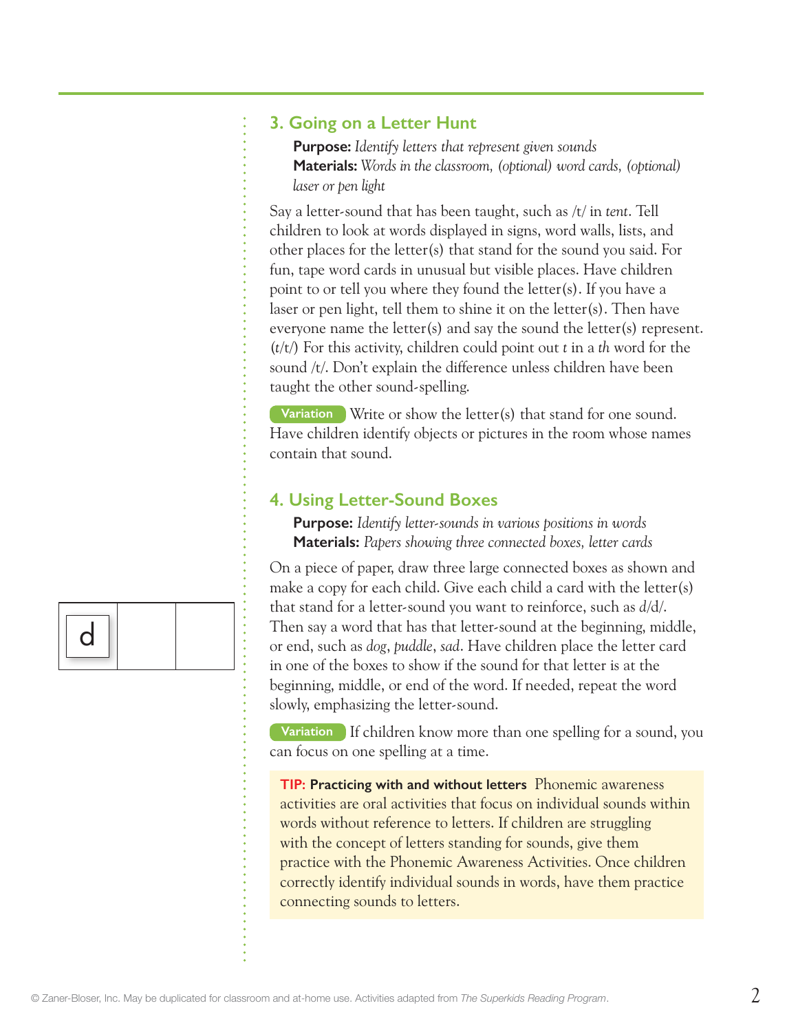## 3. Going on a Letter Hunt

**Purpose:** *Identify letters that represent given sounds*
**Materials:** *Words in the classroom, (optional) word cards, (optional) laser or pen light*

Say a letter-sound that has been taught, such as /t/ in *tent*. Tell children to look at words displayed in signs, word walls, lists, and other places for the letter(s) that stand for the sound you said. For fun, tape word cards in unusual but visible places. Have children point to or tell you where they found the letter(s). If you have a laser or pen light, tell them to shine it on the letter(s). Then have everyone name the letter(s) and say the sound the letter(s) represent. (*t*/t/) For this activity, children could point out *t* in a *th* word for the sound /t/. Don't explain the difference unless children have been taught the other sound-spelling.

**Variation** Write or show the letter(s) that stand for one sound. Have children identify objects or pictures in the room whose names contain that sound.

## 4. Using Letter-Sound Boxes

**Purpose:** *Identify letter-sounds in various positions in words*
**Materials:** *Papers showing three connected boxes, letter cards*

| d | | |
|---|---|---|

On a piece of paper, draw three large connected boxes as shown and make a copy for each child. Give each child a card with the letter(s) that stand for a letter-sound you want to reinforce, such as *d*/d/. Then say a word that has that letter-sound at the beginning, middle, or end, such as *dog*, *puddle*, *sad*. Have children place the letter card in one of the boxes to show if the sound for that letter is at the beginning, middle, or end of the word. If needed, repeat the word slowly, emphasizing the letter-sound.

**Variation** If children know more than one spelling for a sound, you can focus on one spelling at a time.

**TIP: Practicing with and without letters** Phonemic awareness activities are oral activities that focus on individual sounds within words without reference to letters. If children are struggling with the concept of letters standing for sounds, give them practice with the Phonemic Awareness Activities. Once children correctly identify individual sounds in words, have them practice connecting sounds to letters.

© Zaner-Bloser, Inc. May be duplicated for classroom and at-home use. Activities adapted from *The Superkids Reading Program*.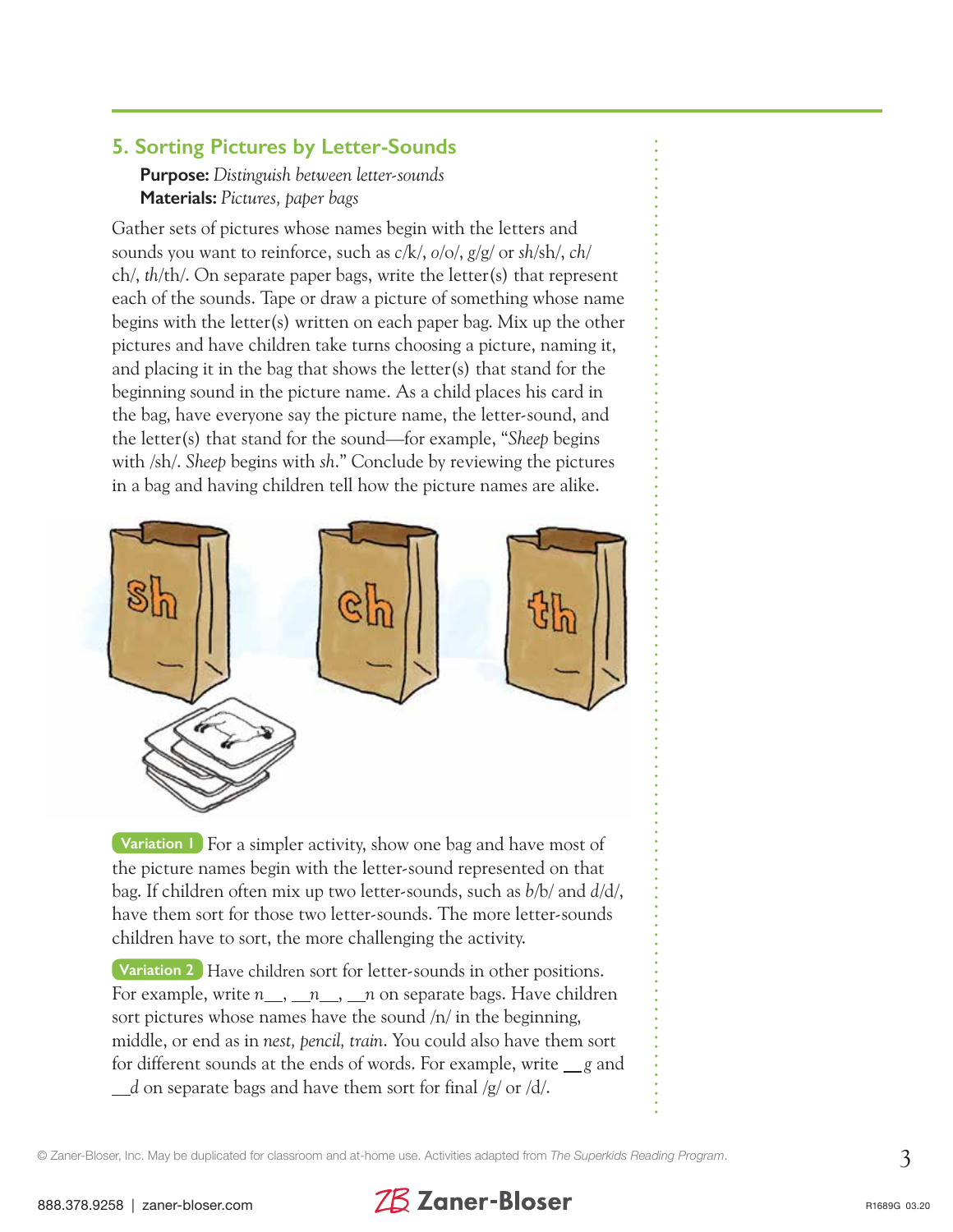## 5. Sorting Pictures by Letter-Sounds

**Purpose:** *Distinguish between letter-sounds*
**Materials:** *Pictures, paper bags*

Gather sets of pictures whose names begin with the letters and sounds you want to reinforce, such as *c*/k/, *o*/o/, *g*/g/ or *sh*/sh/, *ch*/ch/, *th*/th/. On separate paper bags, write the letter(s) that represent each of the sounds. Tape or draw a picture of something whose name begins with the letter(s) written on each paper bag. Mix up the other pictures and have children take turns choosing a picture, naming it, and placing it in the bag that shows the letter(s) that stand for the beginning sound in the picture name. As a child places his card in the bag, have everyone say the picture name, the letter-sound, and the letter(s) that stand for the sound—for example, "*Sheep* begins with /sh/. *Sheep* begins with *sh*." Conclude by reviewing the pictures in a bag and having children tell how the picture names are alike.

sh

ch

th

**Variation 1** For a simpler activity, show one bag and have most of the picture names begin with the letter-sound represented on that bag. If children often mix up two letter-sounds, such as *b*/b/ and *d*/d/, have them sort for those two letter-sounds. The more letter-sounds children have to sort, the more challenging the activity.

**Variation 2** Have children sort for letter-sounds in other positions. For example, write *n*__, __*n*__, __*n* on separate bags. Have children sort pictures whose names have the sound /n/ in the beginning, middle, or end as in *nest, pencil, train*. You could also have them sort for different sounds at the ends of words. For example, write __*g* and __*d* on separate bags and have them sort for final /g/ or /d/.

© Zaner-Bloser, Inc. May be duplicated for classroom and at-home use. Activities adapted from *The Superkids Reading Program*.